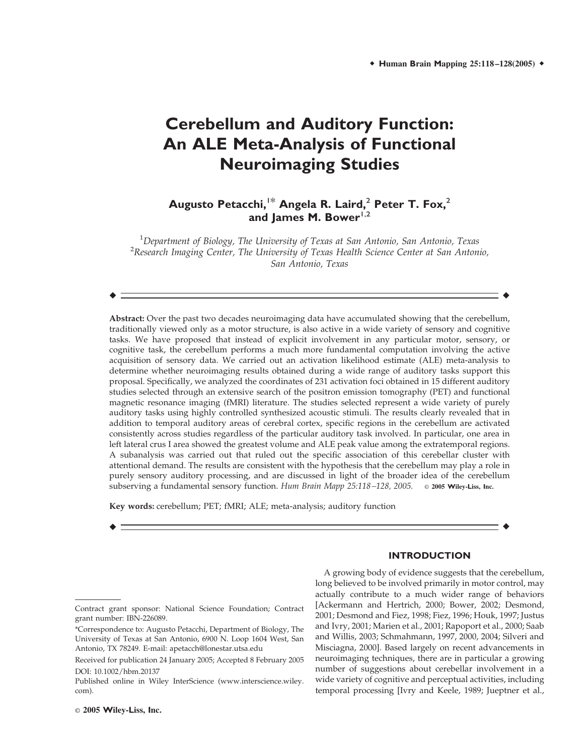# Cerebellum and Auditory Function: An ALE Meta-Analysis of Functional Neuroimaging Studies

**Augusto Petacchi,[1]* Angela R. Laird,[2] Peter T. Fox,[2] and James M. Bower[1,2]**

[1]*Department of Biology, The University of Texas at San Antonio, San Antonio, Texas*
[2]*Research Imaging Center, The University of Texas Health Science Center at San Antonio, San Antonio, Texas*

---

**Abstract:** Over the past two decades neuroimaging data have accumulated showing that the cerebellum, traditionally viewed only as a motor structure, is also active in a wide variety of sensory and cognitive tasks. We have proposed that instead of explicit involvement in any particular motor, sensory, or cognitive task, the cerebellum performs a much more fundamental computation involving the active acquisition of sensory data. We carried out an activation likelihood estimate (ALE) meta-analysis to determine whether neuroimaging results obtained during a wide range of auditory tasks support this proposal. Specifically, we analyzed the coordinates of 231 activation foci obtained in 15 different auditory studies selected through an extensive search of the positron emission tomography (PET) and functional magnetic resonance imaging (fMRI) literature. The studies selected represent a wide variety of purely auditory tasks using highly controlled synthesized acoustic stimuli. The results clearly revealed that in addition to temporal auditory areas of cerebral cortex, specific regions in the cerebellum are activated consistently across studies regardless of the particular auditory task involved. In particular, one area in left lateral crus I area showed the greatest volume and ALE peak value among the extratemporal regions. A subanalysis was carried out that ruled out the specific association of this cerebellar cluster with attentional demand. The results are consistent with the hypothesis that the cerebellum may play a role in purely sensory auditory processing, and are discussed in light of the broader idea of the cerebellum subserving a fundamental sensory function. *Hum Brain Mapp 25:118–128, 2005.* © **2005 Wiley-Liss, Inc.**

**Key words:** cerebellum; PET; fMRI; ALE; meta-analysis; auditory function

---

## INTRODUCTION

A growing body of evidence suggests that the cerebellum, long believed to be involved primarily in motor control, may actually contribute to a much wider range of behaviors [Ackermann and Hertrich, 2000; Bower, 2002; Desmond, 2001; Desmond and Fiez, 1998; Fiez, 1996; Houk, 1997; Justus and Ivry, 2001; Marien et al., 2001; Rapoport et al., 2000; Saab and Willis, 2003; Schmahmann, 1997, 2000, 2004; Silveri and Misciagna, 2000]. Based largely on recent advancements in neuroimaging techniques, there are in particular a growing number of suggestions about cerebellar involvement in a wide variety of cognitive and perceptual activities, including temporal processing [Ivry and Keele, 1989; Jueptner et al.,

---

Contract grant sponsor: National Science Foundation; Contract grant number: IBN-226089.

*Correspondence to: Augusto Petacchi, Department of Biology, The University of Texas at San Antonio, 6900 N. Loop 1604 West, San Antonio, TX 78249. E-mail: apetacch@lonestar.utsa.edu

Received for publication 24 January 2005; Accepted 8 February 2005

DOI: 10.1002/hbm.20137

Published online in Wiley InterScience (www.interscience.wiley.com).

© **2005 Wiley-Liss, Inc.**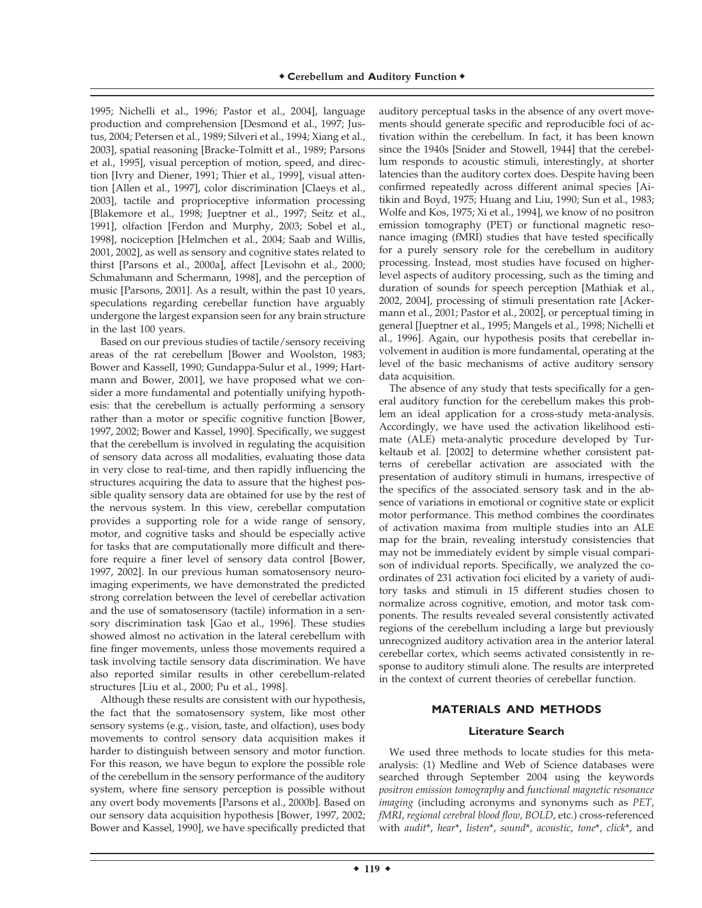1995; Nichelli et al., 1996; Pastor et al., 2004], language production and comprehension [Desmond et al., 1997; Justus, 2004; Petersen et al., 1989; Silveri et al., 1994; Xiang et al., 2003], spatial reasoning [Bracke-Tolmitt et al., 1989; Parsons et al., 1995], visual perception of motion, speed, and direction [Ivry and Diener, 1991; Thier et al., 1999], visual attention [Allen et al., 1997], color discrimination [Claeys et al., 2003], tactile and proprioceptive information processing [Blakemore et al., 1998; Jueptner et al., 1997; Seitz et al., 1991], olfaction [Ferdon and Murphy, 2003; Sobel et al., 1998], nociception [Helmchen et al., 2004; Saab and Willis, 2001, 2002], as well as sensory and cognitive states related to thirst [Parsons et al., 2000a], affect [Levisohn et al., 2000; Schmahmann and Schermann, 1998], and the perception of music [Parsons, 2001]. As a result, within the past 10 years, speculations regarding cerebellar function have arguably undergone the largest expansion seen for any brain structure in the last 100 years.

Based on our previous studies of tactile/sensory receiving areas of the rat cerebellum [Bower and Woolston, 1983; Bower and Kassell, 1990; Gundappa-Sulur et al., 1999; Hartmann and Bower, 2001], we have proposed what we consider a more fundamental and potentially unifying hypothesis: that the cerebellum is actually performing a sensory rather than a motor or specific cognitive function [Bower, 1997, 2002; Bower and Kassel, 1990]. Specifically, we suggest that the cerebellum is involved in regulating the acquisition of sensory data across all modalities, evaluating those data in very close to real-time, and then rapidly influencing the structures acquiring the data to assure that the highest possible quality sensory data are obtained for use by the rest of the nervous system. In this view, cerebellar computation provides a supporting role for a wide range of sensory, motor, and cognitive tasks and should be especially active for tasks that are computationally more difficult and therefore require a finer level of sensory data control [Bower, 1997, 2002]. In our previous human somatosensory neuroimaging experiments, we have demonstrated the predicted strong correlation between the level of cerebellar activation and the use of somatosensory (tactile) information in a sensory discrimination task [Gao et al., 1996]. These studies showed almost no activation in the lateral cerebellum with fine finger movements, unless those movements required a task involving tactile sensory data discrimination. We have also reported similar results in other cerebellum-related structures [Liu et al., 2000; Pu et al., 1998].

Although these results are consistent with our hypothesis, the fact that the somatosensory system, like most other sensory systems (e.g., vision, taste, and olfaction), uses body movements to control sensory data acquisition makes it harder to distinguish between sensory and motor function. For this reason, we have begun to explore the possible role of the cerebellum in the sensory performance of the auditory system, where fine sensory perception is possible without any overt body movements [Parsons et al., 2000b]. Based on our sensory data acquisition hypothesis [Bower, 1997, 2002; Bower and Kassel, 1990], we have specifically predicted that auditory perceptual tasks in the absence of any overt movements should generate specific and reproducible foci of activation within the cerebellum. In fact, it has been known since the 1940s [Snider and Stowell, 1944] that the cerebellum responds to acoustic stimuli, interestingly, at shorter latencies than the auditory cortex does. Despite having been confirmed repeatedly across different animal species [Aitikin and Boyd, 1975; Huang and Liu, 1990; Sun et al., 1983; Wolfe and Kos, 1975; Xi et al., 1994], we know of no positron emission tomography (PET) or functional magnetic resonance imaging (fMRI) studies that have tested specifically for a purely sensory role for the cerebellum in auditory processing. Instead, most studies have focused on higher-level aspects of auditory processing, such as the timing and duration of sounds for speech perception [Mathiak et al., 2002, 2004], processing of stimuli presentation rate [Ackermann et al., 2001; Pastor et al., 2002], or perceptual timing in general [Jueptner et al., 1995; Mangels et al., 1998; Nichelli et al., 1996]. Again, our hypothesis posits that cerebellar involvement in audition is more fundamental, operating at the level of the basic mechanisms of active auditory sensory data acquisition.

The absence of any study that tests specifically for a general auditory function for the cerebellum makes this problem an ideal application for a cross-study meta-analysis. Accordingly, we have used the activation likelihood estimate (ALE) meta-analytic procedure developed by Turkeltaub et al. [2002] to determine whether consistent patterns of cerebellar activation are associated with the presentation of auditory stimuli in humans, irrespective of the specifics of the associated sensory task and in the absence of variations in emotional or cognitive state or explicit motor performance. This method combines the coordinates of activation maxima from multiple studies into an ALE map for the brain, revealing interstudy consistencies that may not be immediately evident by simple visual comparison of individual reports. Specifically, we analyzed the coordinates of 231 activation foci elicited by a variety of auditory tasks and stimuli in 15 different studies chosen to normalize across cognitive, emotion, and motor task components. The results revealed several consistently activated regions of the cerebellum including a large but previously unrecognized auditory activation area in the anterior lateral cerebellar cortex, which seems activated consistently in response to auditory stimuli alone. The results are interpreted in the context of current theories of cerebellar function.

## MATERIALS AND METHODS

### Literature Search

We used three methods to locate studies for this meta-analysis: (1) Medline and Web of Science databases were searched through September 2004 using the keywords *positron emission tomography* and *functional magnetic resonance imaging* (including acronyms and synonyms such as *PET*, *fMRI*, *regional cerebral blood flow*, *BOLD*, etc.) cross-referenced with *audit*\*, *hear*\*, *listen*\*, *sound*\*, *acoustic*, *tone*\*, *click*\*, and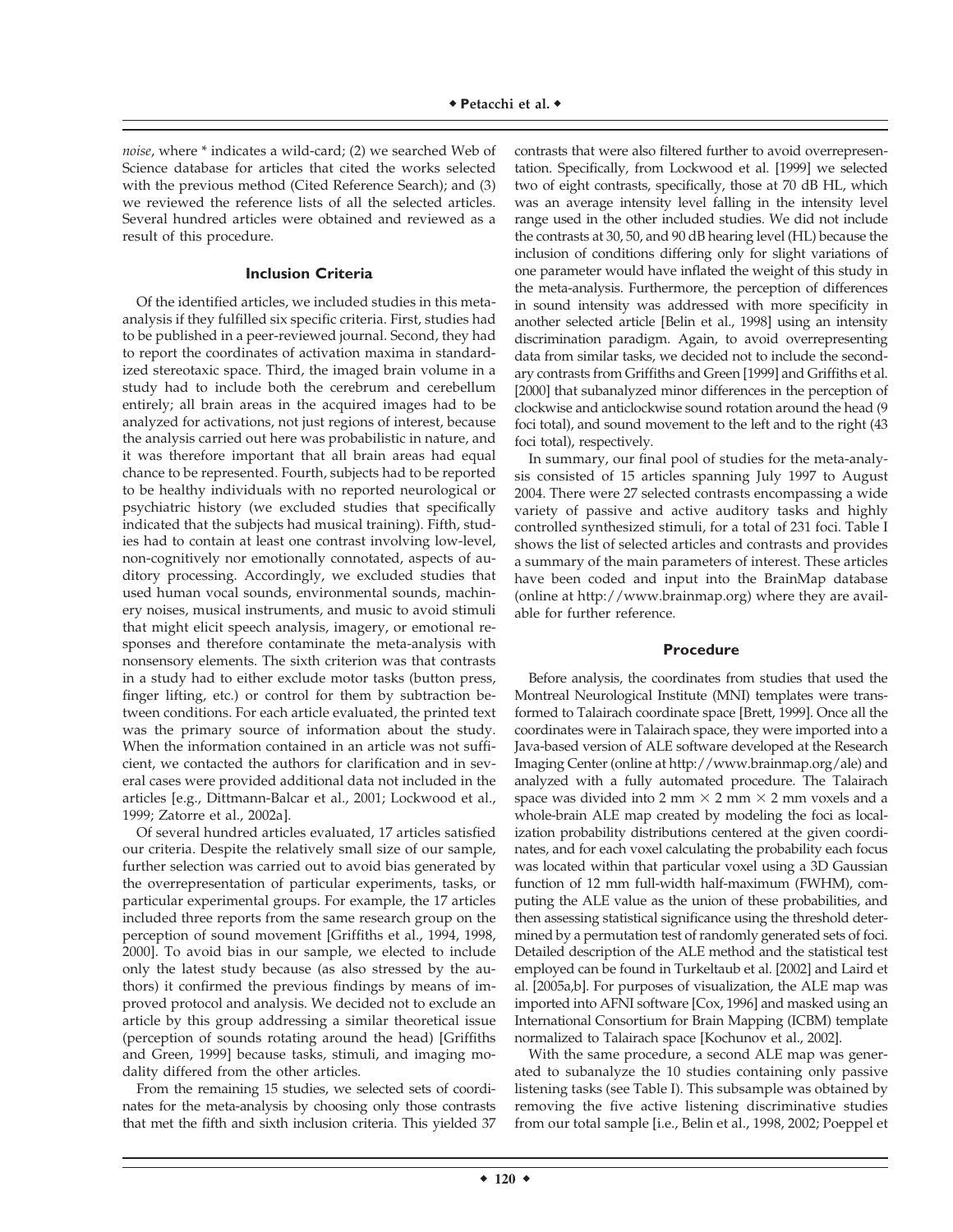*noise*, where * indicates a wild-card; (2) we searched Web of Science database for articles that cited the works selected with the previous method (Cited Reference Search); and (3) we reviewed the reference lists of all the selected articles. Several hundred articles were obtained and reviewed as a result of this procedure.

### Inclusion Criteria

Of the identified articles, we included studies in this meta-analysis if they fulfilled six specific criteria. First, studies had to be published in a peer-reviewed journal. Second, they had to report the coordinates of activation maxima in standardized stereotaxic space. Third, the imaged brain volume in a study had to include both the cerebrum and cerebellum entirely; all brain areas in the acquired images had to be analyzed for activations, not just regions of interest, because the analysis carried out here was probabilistic in nature, and it was therefore important that all brain areas had equal chance to be represented. Fourth, subjects had to be reported to be healthy individuals with no reported neurological or psychiatric history (we excluded studies that specifically indicated that the subjects had musical training). Fifth, studies had to contain at least one contrast involving low-level, non-cognitively nor emotionally connotated, aspects of auditory processing. Accordingly, we excluded studies that used human vocal sounds, environmental sounds, machinery noises, musical instruments, and music to avoid stimuli that might elicit speech analysis, imagery, or emotional responses and therefore contaminate the meta-analysis with nonsensory elements. The sixth criterion was that contrasts in a study had to either exclude motor tasks (button press, finger lifting, etc.) or control for them by subtraction between conditions. For each article evaluated, the printed text was the primary source of information about the study. When the information contained in an article was not sufficient, we contacted the authors for clarification and in several cases were provided additional data not included in the articles [e.g., Dittmann-Balcar et al., 2001; Lockwood et al., 1999; Zatorre et al., 2002a].

Of several hundred articles evaluated, 17 articles satisfied our criteria. Despite the relatively small size of our sample, further selection was carried out to avoid bias generated by the overrepresentation of particular experiments, tasks, or particular experimental groups. For example, the 17 articles included three reports from the same research group on the perception of sound movement [Griffiths et al., 1994, 1998, 2000]. To avoid bias in our sample, we elected to include only the latest study because (as also stressed by the authors) it confirmed the previous findings by means of improved protocol and analysis. We decided not to exclude an article by this group addressing a similar theoretical issue (perception of sounds rotating around the head) [Griffiths and Green, 1999] because tasks, stimuli, and imaging modality differed from the other articles.

From the remaining 15 studies, we selected sets of coordinates for the meta-analysis by choosing only those contrasts that met the fifth and sixth inclusion criteria. This yielded 37 contrasts that were also filtered further to avoid overrepresentation. Specifically, from Lockwood et al. [1999] we selected two of eight contrasts, specifically, those at 70 dB HL, which was an average intensity level falling in the intensity level range used in the other included studies. We did not include the contrasts at 30, 50, and 90 dB hearing level (HL) because the inclusion of conditions differing only for slight variations of one parameter would have inflated the weight of this study in the meta-analysis. Furthermore, the perception of differences in sound intensity was addressed with more specificity in another selected article [Belin et al., 1998] using an intensity discrimination paradigm. Again, to avoid overrepresenting data from similar tasks, we decided not to include the secondary contrasts from Griffiths and Green [1999] and Griffiths et al. [2000] that subanalyzed minor differences in the perception of clockwise and anticlockwise sound rotation around the head (9 foci total), and sound movement to the left and to the right (43 foci total), respectively.

In summary, our final pool of studies for the meta-analysis consisted of 15 articles spanning July 1997 to August 2004. There were 27 selected contrasts encompassing a wide variety of passive and active auditory tasks and highly controlled synthesized stimuli, for a total of 231 foci. Table I shows the list of selected articles and contrasts and provides a summary of the main parameters of interest. These articles have been coded and input into the BrainMap database (online at http://www.brainmap.org) where they are available for further reference.

### Procedure

Before analysis, the coordinates from studies that used the Montreal Neurological Institute (MNI) templates were transformed to Talairach coordinate space [Brett, 1999]. Once all the coordinates were in Talairach space, they were imported into a Java-based version of ALE software developed at the Research Imaging Center (online at http://www.brainmap.org/ale) and analyzed with a fully automated procedure. The Talairach space was divided into 2 mm $\times$ 2 mm $\times$ 2 mm voxels and a whole-brain ALE map created by modeling the foci as localization probability distributions centered at the given coordinates, and for each voxel calculating the probability each focus was located within that particular voxel using a 3D Gaussian function of 12 mm full-width half-maximum (FWHM), computing the ALE value as the union of these probabilities, and then assessing statistical significance using the threshold determined by a permutation test of randomly generated sets of foci. Detailed description of the ALE method and the statistical test employed can be found in Turkeltaub et al. [2002] and Laird et al. [2005a,b]. For purposes of visualization, the ALE map was imported into AFNI software [Cox, 1996] and masked using an International Consortium for Brain Mapping (ICBM) template normalized to Talairach space [Kochunov et al., 2002].

With the same procedure, a second ALE map was generated to subanalyze the 10 studies containing only passive listening tasks (see Table I). This subsample was obtained by removing the five active listening discriminative studies from our total sample [i.e., Belin et al., 1998, 2002; Poeppel et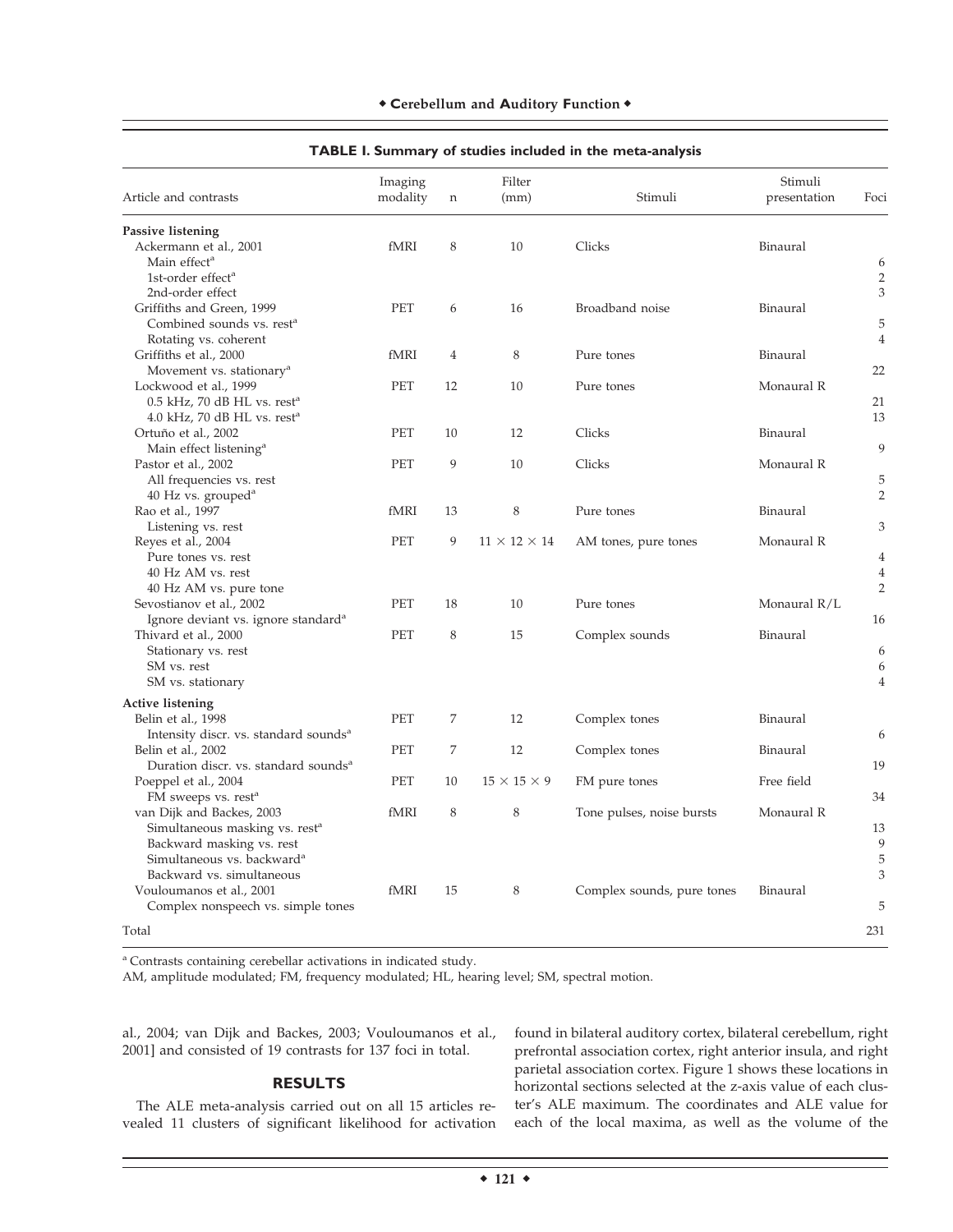**TABLE I. Summary of studies included in the meta-analysis**

| Article and contrasts | Imaging modality | n | Filter (mm) | Stimuli | Stimuli presentation | Foci |
|---|---|---|---|---|---|---|
| **Passive listening** | | | | | | |
| Ackermann et al., 2001 | fMRI | 8 | 10 | Clicks | Binaural | |
| Main effect[a] | | | | | | 6 |
| 1st-order effect[a] | | | | | | 2 |
| 2nd-order effect | | | | | | 3 |
| Griffiths and Green, 1999 | PET | 6 | 16 | Broadband noise | Binaural | |
| Combined sounds vs. rest[a] | | | | | | 5 |
| Rotating vs. coherent | | | | | | 4 |
| Griffiths et al., 2000 | fMRI | 4 | 8 | Pure tones | Binaural | |
| Movement vs. stationary[a] | | | | | | 22 |
| Lockwood et al., 1999 | PET | 12 | 10 | Pure tones | Monaural R | |
| 0.5 kHz, 70 dB HL vs. rest[a] | | | | | | 21 |
| 4.0 kHz, 70 dB HL vs. rest[a] | | | | | | 13 |
| Ortuño et al., 2002 | PET | 10 | 12 | Clicks | Binaural | |
| Main effect listening[a] | | | | | | 9 |
| Pastor et al., 2002 | PET | 9 | 10 | Clicks | Monaural R | |
| All frequencies vs. rest | | | | | | 5 |
| 40 Hz vs. grouped[a] | | | | | | 2 |
| Rao et al., 1997 | fMRI | 13 | 8 | Pure tones | Binaural | |
| Listening vs. rest | | | | | | 3 |
| Reyes et al., 2004 | PET | 9 | $11 \times 12 \times 14$ | AM tones, pure tones | Monaural R | |
| Pure tones vs. rest | | | | | | 4 |
| 40 Hz AM vs. rest | | | | | | 4 |
| 40 Hz AM vs. pure tone | | | | | | 2 |
| Sevostianov et al., 2002 | PET | 18 | 10 | Pure tones | Monaural R/L | |
| Ignore deviant vs. ignore standard[a] | | | | | | 16 |
| Thivard et al., 2000 | PET | 8 | 15 | Complex sounds | Binaural | |
| Stationary vs. rest | | | | | | 6 |
| SM vs. rest | | | | | | 6 |
| SM vs. stationary | | | | | | 4 |
| **Active listening** | | | | | | |
| Belin et al., 1998 | PET | 7 | 12 | Complex tones | Binaural | |
| Intensity discr. vs. standard sounds[a] | | | | | | 6 |
| Belin et al., 2002 | PET | 7 | 12 | Complex tones | Binaural | |
| Duration discr. vs. standard sounds[a] | | | | | | 19 |
| Poeppel et al., 2004 | PET | 10 | $15 \times 15 \times 9$ | FM pure tones | Free field | |
| FM sweeps vs. rest[a] | | | | | | 34 |
| van Dijk and Backes, 2003 | fMRI | 8 | 8 | Tone pulses, noise bursts | Monaural R | |
| Simultaneous masking vs. rest[a] | | | | | | 13 |
| Backward masking vs. rest | | | | | | 9 |
| Simultaneous vs. backward[a] | | | | | | 5 |
| Backward vs. simultaneous | | | | | | 3 |
| Vouloumanos et al., 2001 | fMRI | 15 | 8 | Complex sounds, pure tones | Binaural | |
| Complex nonspeech vs. simple tones | | | | | | 5 |
| Total | | | | | | 231 |

[a] Contrasts containing cerebellar activations in indicated study.

AM, amplitude modulated; FM, frequency modulated; HL, hearing level; SM, spectral motion.

al., 2004; van Dijk and Backes, 2003; Vouloumanos et al., 2001] and consisted of 19 contrasts for 137 foci in total.

## RESULTS

The ALE meta-analysis carried out on all 15 articles revealed 11 clusters of significant likelihood for activation found in bilateral auditory cortex, bilateral cerebellum, right prefrontal association cortex, right anterior insula, and right parietal association cortex. Figure 1 shows these locations in horizontal sections selected at the z-axis value of each cluster's ALE maximum. The coordinates and ALE value for each of the local maxima, as well as the volume of the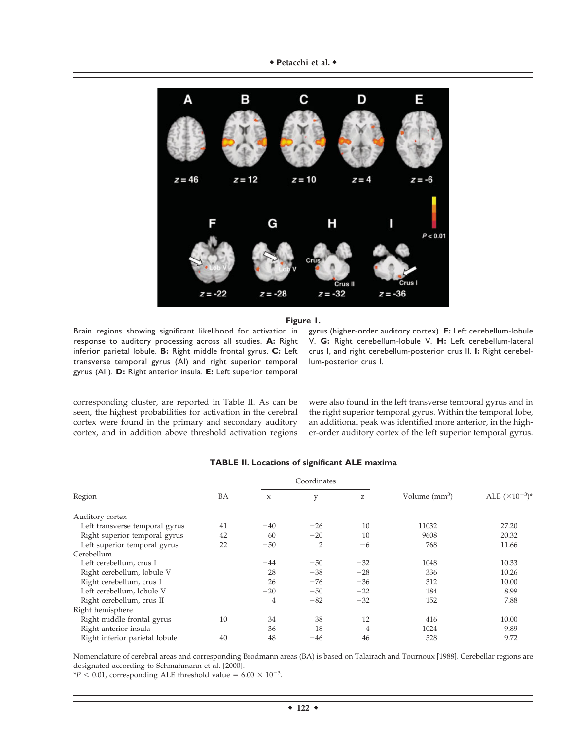**Figure 1.**

Brain regions showing significant likelihood for activation in response to auditory processing across all studies. **A:** Right inferior parietal lobule. **B:** Right middle frontal gyrus. **C:** Left transverse temporal gyrus (AI) and right superior temporal gyrus (AII). **D:** Right anterior insula. **E:** Left superior temporal gyrus (higher-order auditory cortex). **F:** Left cerebellum-lobule V. **G:** Right cerebellum-lobule V. **H:** Left cerebellum-lateral crus I, and right cerebellum-posterior crus II. **I:** Right cerebellum-posterior crus I.

corresponding cluster, are reported in Table II. As can be seen, the highest probabilities for activation in the cerebral cortex were found in the primary and secondary auditory cortex, and in addition above threshold activation regions were also found in the left transverse temporal gyrus and in the right superior temporal gyrus. Within the temporal lobe, an additional peak was identified more anterior, in the higher-order auditory cortex of the left superior temporal gyrus.

**TABLE II. Locations of significant ALE maxima**

| Region | BA | Coordinates | | | Volume (mm$^3$) | ALE ($\times 10^{-3}$)* |
|---|---|---|---|---|---|---|
| | | x | y | z | | |
| Auditory cortex | | | | | | |
| Left transverse temporal gyrus | 41 | −40 | −26 | 10 | 11032 | 27.20 |
| Right superior temporal gyrus | 42 | 60 | −20 | 10 | 9608 | 20.32 |
| Left superior temporal gyrus | 22 | −50 | 2 | −6 | 768 | 11.66 |
| Cerebellum | | | | | | |
| Left cerebellum, crus I | | −44 | −50 | −32 | 1048 | 10.33 |
| Right cerebellum, lobule V | | 28 | −38 | −28 | 336 | 10.26 |
| Right cerebellum, crus I | | 26 | −76 | −36 | 312 | 10.00 |
| Left cerebellum, lobule V | | −20 | −50 | −22 | 184 | 8.99 |
| Right cerebellum, crus II | | 4 | −82 | −32 | 152 | 7.88 |
| Right hemisphere | | | | | | |
| Right middle frontal gyrus | 10 | 34 | 38 | 12 | 416 | 10.00 |
| Right anterior insula | | 36 | 18 | 4 | 1024 | 9.89 |
| Right inferior parietal lobule | 40 | 48 | −46 | 46 | 528 | 9.72 |

Nomenclature of cerebral areas and corresponding Brodmann areas (BA) is based on Talairach and Tournoux [1988]. Cerebellar regions are designated according to Schmahmann et al. [2000].

*$P < 0.01$, corresponding ALE threshold value = $6.00 \times 10^{-3}$.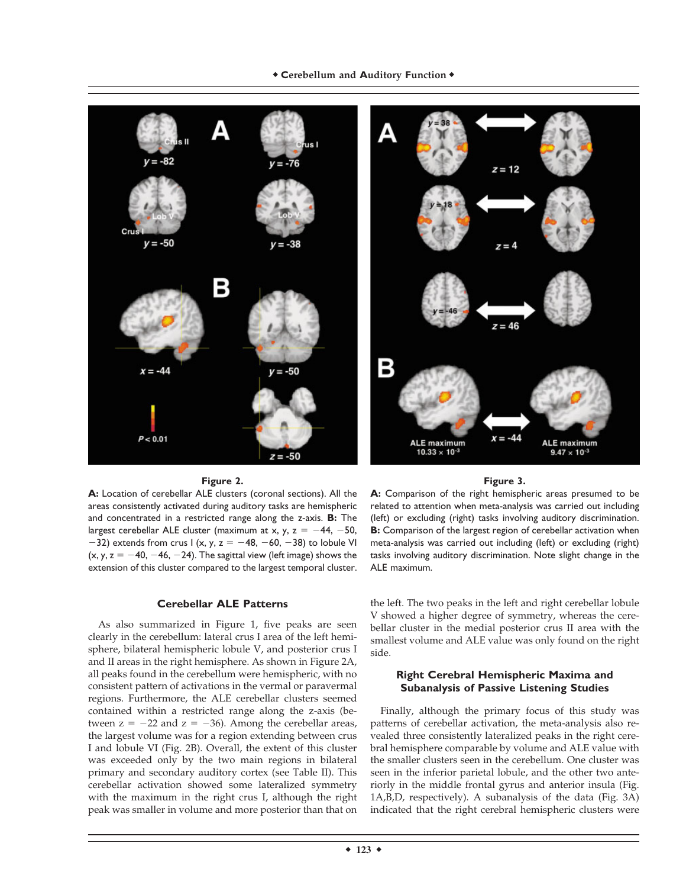**Figure 2.**

**A:** Location of cerebellar ALE clusters (coronal sections). All the areas consistently activated during auditory tasks are hemispheric and concentrated in a restricted range along the z-axis. **B:** The largest cerebellar ALE cluster (maximum at x, y, z = −44, −50, −32) extends from crus I (x, y, z = −48, −60, −38) to lobule VI (x, y, z = −40, −46, −24). The sagittal view (left image) shows the extension of this cluster compared to the largest temporal cluster.

**Figure 3.**

**A:** Comparison of the right hemispheric areas presumed to be related to attention when meta-analysis was carried out including (left) or excluding (right) tasks involving auditory discrimination. **B:** Comparison of the largest region of cerebellar activation when meta-analysis was carried out including (left) or excluding (right) tasks involving auditory discrimination. Note slight change in the ALE maximum.

### Cerebellar ALE Patterns

As also summarized in Figure 1, five peaks are seen clearly in the cerebellum: lateral crus I area of the left hemisphere, bilateral hemispheric lobule V, and posterior crus I and II areas in the right hemisphere. As shown in Figure 2A, all peaks found in the cerebellum were hemispheric, with no consistent pattern of activations in the vermal or paravermal regions. Furthermore, the ALE cerebellar clusters seemed contained within a restricted range along the z-axis (between z = −22 and z = −36). Among the cerebellar areas, the largest volume was for a region extending between crus I and lobule VI (Fig. 2B). Overall, the extent of this cluster was exceeded only by the two main regions in bilateral primary and secondary auditory cortex (see Table II). This cerebellar activation showed some lateralized symmetry with the maximum in the right crus I, although the right peak was smaller in volume and more posterior than that on the left. The two peaks in the left and right cerebellar lobule V showed a higher degree of symmetry, whereas the cerebellar cluster in the medial posterior crus II area with the smallest volume and ALE value was only found on the right side.

### Right Cerebral Hemisphere Maxima and Subanalysis of Passive Listening Studies

Finally, although the primary focus of this study was patterns of cerebellar activation, the meta-analysis also revealed three consistently lateralized peaks in the right cerebral hemisphere comparable by volume and ALE value with the smaller clusters seen in the cerebellum. One cluster was seen in the inferior parietal lobule, and the other two anteriorly in the middle frontal gyrus and anterior insula (Fig. 1A,B,D, respectively). A subanalysis of the data (Fig. 3A) indicated that the right cerebral hemispheric clusters were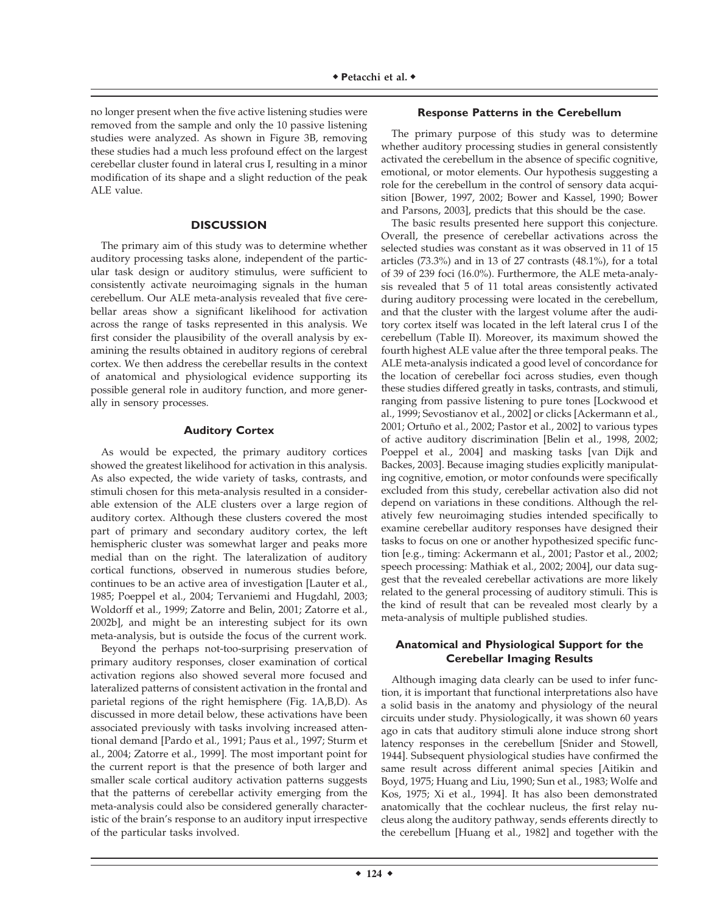no longer present when the five active listening studies were removed from the sample and only the 10 passive listening studies were analyzed. As shown in Figure 3B, removing these studies had a much less profound effect on the largest cerebellar cluster found in lateral crus I, resulting in a minor modification of its shape and a slight reduction of the peak ALE value.

## DISCUSSION

The primary aim of this study was to determine whether auditory processing tasks alone, independent of the particular task design or auditory stimulus, were sufficient to consistently activate neuroimaging signals in the human cerebellum. Our ALE meta-analysis revealed that five cerebellar areas show a significant likelihood for activation across the range of tasks represented in this analysis. We first consider the plausibility of the overall analysis by examining the results obtained in auditory regions of cerebral cortex. We then address the cerebellar results in the context of anatomical and physiological evidence supporting its possible general role in auditory function, and more generally in sensory processes.

### Auditory Cortex

As would be expected, the primary auditory cortices showed the greatest likelihood for activation in this analysis. As also expected, the wide variety of tasks, contrasts, and stimuli chosen for this meta-analysis resulted in a considerable extension of the ALE clusters over a large region of auditory cortex. Although these clusters covered the most part of primary and secondary auditory cortex, the left hemispheric cluster was somewhat larger and peaks more medial than on the right. The lateralization of auditory cortical functions, observed in numerous studies before, continues to be an active area of investigation [Lauter et al., 1985; Poeppel et al., 2004; Tervaniemi and Hugdahl, 2003; Woldorff et al., 1999; Zatorre and Belin, 2001; Zatorre et al., 2002b], and might be an interesting subject for its own meta-analysis, but is outside the focus of the current work.

Beyond the perhaps not-too-surprising preservation of primary auditory responses, closer examination of cortical activation regions also showed several more focused and lateralized patterns of consistent activation in the frontal and parietal regions of the right hemisphere (Fig. 1A,B,D). As discussed in more detail below, these activations have been associated previously with tasks involving increased attentional demand [Pardo et al., 1991; Paus et al., 1997; Sturm et al., 2004; Zatorre et al., 1999]. The most important point for the current report is that the presence of both larger and smaller scale cortical auditory activation patterns suggests that the patterns of cerebellar activity emerging from the meta-analysis could also be considered generally characteristic of the brain's response to an auditory input irrespective of the particular tasks involved.

### Response Patterns in the Cerebellum

The primary purpose of this study was to determine whether auditory processing studies in general consistently activated the cerebellum in the absence of specific cognitive, emotional, or motor elements. Our hypothesis suggesting a role for the cerebellum in the control of sensory data acquisition [Bower, 1997, 2002; Bower and Kassel, 1990; Bower and Parsons, 2003], predicts that this should be the case.

The basic results presented here support this conjecture. Overall, the presence of cerebellar activations across the selected studies was constant as it was observed in 11 of 15 articles (73.3%) and in 13 of 27 contrasts (48.1%), for a total of 39 of 239 foci (16.0%). Furthermore, the ALE meta-analysis revealed that 5 of 11 total areas consistently activated during auditory processing were located in the cerebellum, and that the cluster with the largest volume after the auditory cortex itself was located in the left lateral crus I of the cerebellum (Table II). Moreover, its maximum showed the fourth highest ALE value after the three temporal peaks. The ALE meta-analysis indicated a good level of concordance for the location of cerebellar foci across studies, even though these studies differed greatly in tasks, contrasts, and stimuli, ranging from passive listening to pure tones [Lockwood et al., 1999; Sevostianov et al., 2002] or clicks [Ackermann et al., 2001; Ortuño et al., 2002; Pastor et al., 2002] to various types of active auditory discrimination [Belin et al., 1998, 2002; Poeppel et al., 2004] and masking tasks [van Dijk and Backes, 2003]. Because imaging studies explicitly manipulating cognitive, emotion, or motor confounds were specifically excluded from this study, cerebellar activation also did not depend on variations in these conditions. Although the relatively few neuroimaging studies intended specifically to examine cerebellar auditory responses have designed their tasks to focus on one or another hypothesized specific function [e.g., timing: Ackermann et al., 2001; Pastor et al., 2002; speech processing: Mathiak et al., 2002; 2004], our data suggest that the revealed cerebellar activations are more likely related to the general processing of auditory stimuli. This is the kind of result that can be revealed most clearly by a meta-analysis of multiple published studies.

### Anatomical and Physiological Support for the Cerebellar Imaging Results

Although imaging data clearly can be used to infer function, it is important that functional interpretations also have a solid basis in the anatomy and physiology of the neural circuits under study. Physiologically, it was shown 60 years ago in cats that auditory stimuli alone induce strong short latency responses in the cerebellum [Snider and Stowell, 1944]. Subsequent physiological studies have confirmed the same result across different animal species [Aitikin and Boyd, 1975; Huang and Liu, 1990; Sun et al., 1983; Wolfe and Kos, 1975; Xi et al., 1994]. It has also been demonstrated anatomically that the cochlear nucleus, the first relay nucleus along the auditory pathway, sends efferents directly to the cerebellum [Huang et al., 1982] and together with the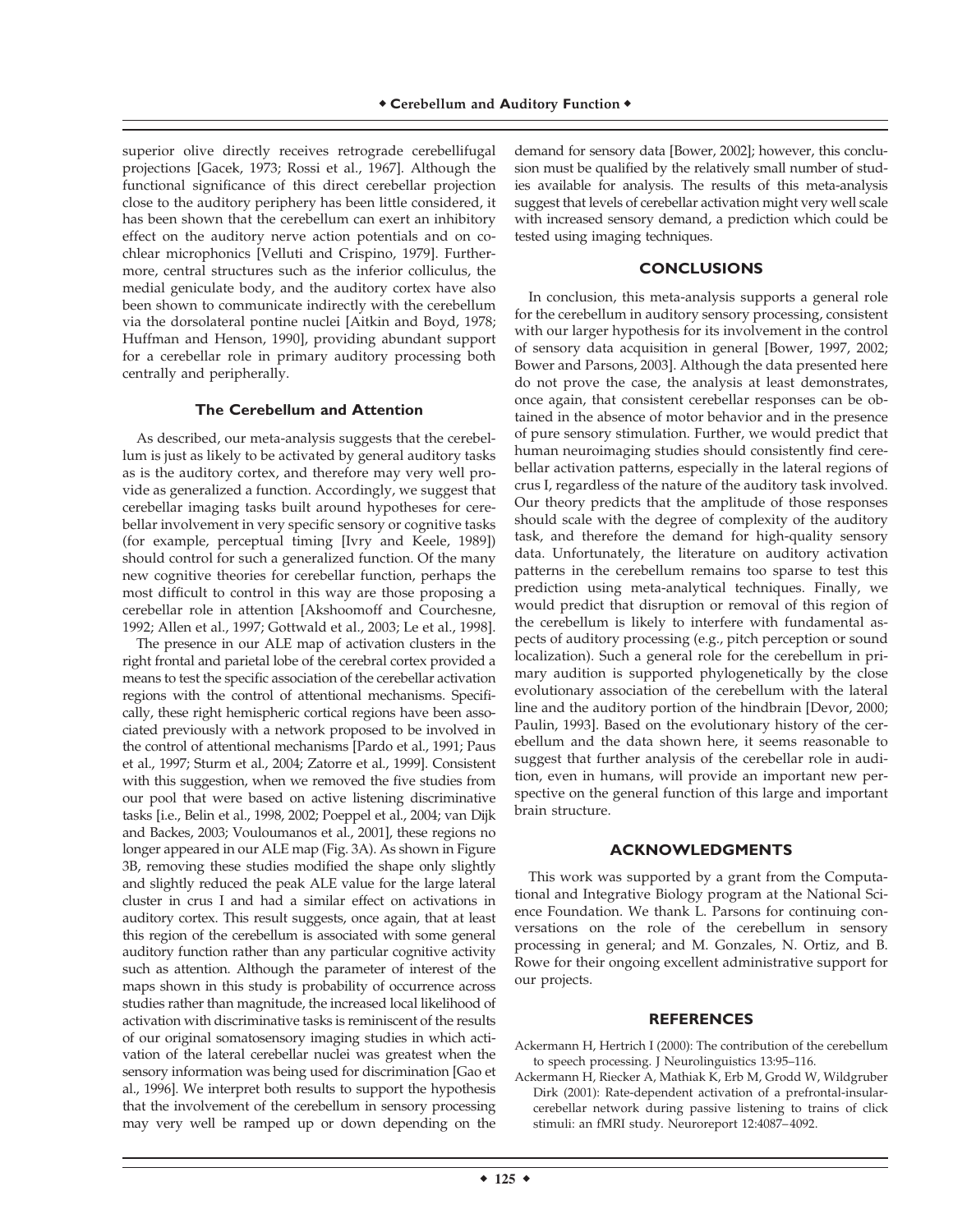superior olive directly receives retrograde cerebellifugal projections [Gacek, 1973; Rossi et al., 1967]. Although the functional significance of this direct cerebellar projection close to the auditory periphery has been little considered, it has been shown that the cerebellum can exert an inhibitory effect on the auditory nerve action potentials and on cochlear microphonics [Velluti and Crispino, 1979]. Furthermore, central structures such as the inferior colliculus, the medial geniculate body, and the auditory cortex have also been shown to communicate indirectly with the cerebellum via the dorsolateral pontine nuclei [Aitkin and Boyd, 1978; Huffman and Henson, 1990], providing abundant support for a cerebellar role in primary auditory processing both centrally and peripherally.

### The Cerebellum and Attention

As described, our meta-analysis suggests that the cerebellum is just as likely to be activated by general auditory tasks as is the auditory cortex, and therefore may very well provide as generalized a function. Accordingly, we suggest that cerebellar imaging tasks built around hypotheses for cerebellar involvement in very specific sensory or cognitive tasks (for example, perceptual timing [Ivry and Keele, 1989]) should control for such a generalized function. Of the many new cognitive theories for cerebellar function, perhaps the most difficult to control in this way are those proposing a cerebellar role in attention [Akshoomoff and Courchesne, 1992; Allen et al., 1997; Gottwald et al., 2003; Le et al., 1998].

The presence in our ALE map of activation clusters in the right frontal and parietal lobe of the cerebral cortex provided a means to test the specific association of the cerebellar activation regions with the control of attentional mechanisms. Specifically, these right hemispheric cortical regions have been associated previously with a network proposed to be involved in the control of attentional mechanisms [Pardo et al., 1991; Paus et al., 1997; Sturm et al., 2004; Zatorre et al., 1999]. Consistent with this suggestion, when we removed the five studies from our pool that were based on active listening discriminative tasks [i.e., Belin et al., 1998, 2002; Poeppel et al., 2004; van Dijk and Backes, 2003; Vouloumanos et al., 2001], these regions no longer appeared in our ALE map (Fig. 3A). As shown in Figure 3B, removing these studies modified the shape only slightly and slightly reduced the peak ALE value for the large lateral cluster in crus I and had a similar effect on activations in auditory cortex. This result suggests, once again, that at least this region of the cerebellum is associated with some general auditory function rather than any particular cognitive activity such as attention. Although the parameter of interest of the maps shown in this study is probability of occurrence across studies rather than magnitude, the increased local likelihood of activation with discriminative tasks is reminiscent of the results of our original somatosensory imaging studies in which activation of the lateral cerebellar nuclei was greatest when the sensory information was being used for discrimination [Gao et al., 1996]. We interpret both results to support the hypothesis that the involvement of the cerebellum in sensory processing may very well be ramped up or down depending on the demand for sensory data [Bower, 2002]; however, this conclusion must be qualified by the relatively small number of studies available for analysis. The results of this meta-analysis suggest that levels of cerebellar activation might very well scale with increased sensory demand, a prediction which could be tested using imaging techniques.

## CONCLUSIONS

In conclusion, this meta-analysis supports a general role for the cerebellum in auditory sensory processing, consistent with our larger hypothesis for its involvement in the control of sensory data acquisition in general [Bower, 1997, 2002; Bower and Parsons, 2003]. Although the data presented here do not prove the case, the analysis at least demonstrates, once again, that consistent cerebellar responses can be obtained in the absence of motor behavior and in the presence of pure sensory stimulation. Further, we would predict that human neuroimaging studies should consistently find cerebellar activation patterns, especially in the lateral regions of crus I, regardless of the nature of the auditory task involved. Our theory predicts that the amplitude of those responses should scale with the degree of complexity of the auditory task, and therefore the demand for high-quality sensory data. Unfortunately, the literature on auditory activation patterns in the cerebellum remains too sparse to test this prediction using meta-analytical techniques. Finally, we would predict that disruption or removal of this region of the cerebellum is likely to interfere with fundamental aspects of auditory processing (e.g., pitch perception or sound localization). Such a general role for the cerebellum in primary audition is supported phylogenetically by the close evolutionary association of the cerebellum with the lateral line and the auditory portion of the hindbrain [Devor, 2000; Paulin, 1993]. Based on the evolutionary history of the cerebellum and the data shown here, it seems reasonable to suggest that further analysis of the cerebellar role in audition, even in humans, will provide an important new perspective on the general function of this large and important brain structure.

## ACKNOWLEDGMENTS

This work was supported by a grant from the Computational and Integrative Biology program at the National Science Foundation. We thank L. Parsons for continuing conversations on the role of the cerebellum in sensory processing in general; and M. Gonzales, N. Ortiz, and B. Rowe for their ongoing excellent administrative support for our projects.

## REFERENCES

Ackermann H, Hertrich I (2000): The contribution of the cerebellum to speech processing. J Neurolinguistics 13:95–116.

Ackermann H, Riecker A, Mathiak K, Erb M, Grodd W, Wildgruber Dirk (2001): Rate-dependent activation of a prefrontal-insular-cerebellar network during passive listening to trains of click stimuli: an fMRI study. Neuroreport 12:4087–4092.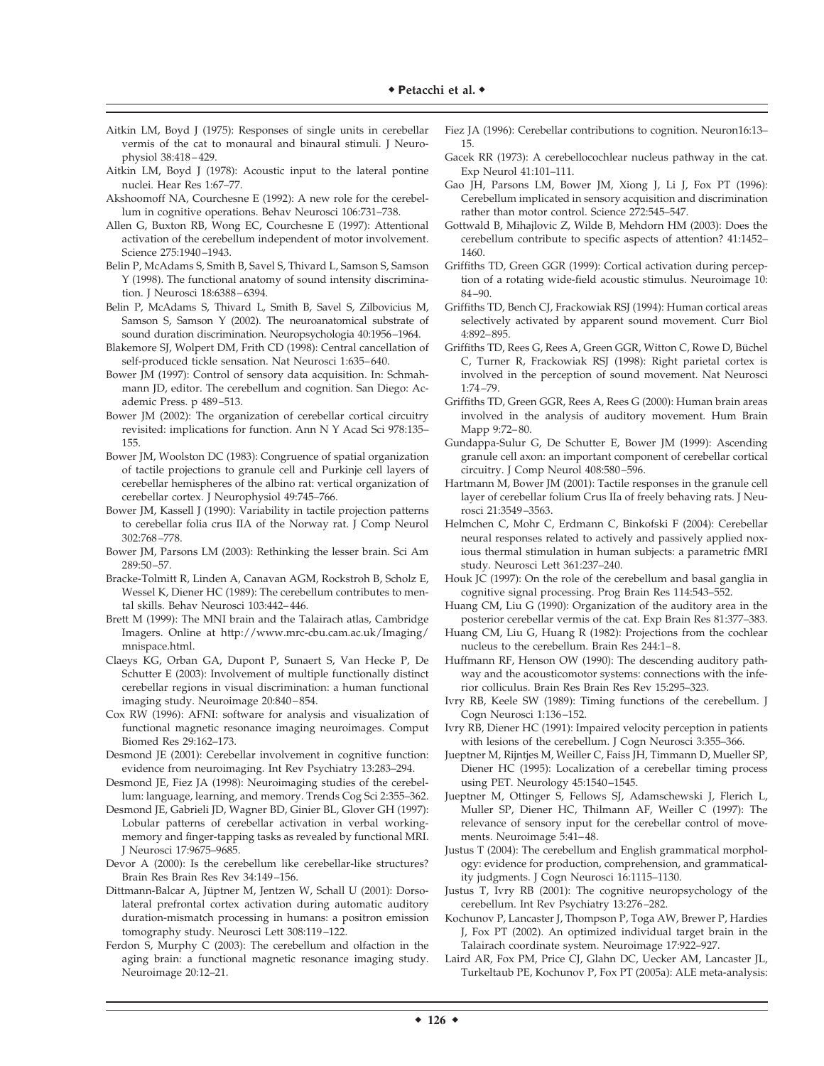Aitkin LM, Boyd J (1975): Responses of single units in cerebellar vermis of the cat to monaural and binaural stimuli. J Neurophysiol 38:418–429.

Aitkin LM, Boyd J (1978): Acoustic input to the lateral pontine nuclei. Hear Res 1:67–77.

Akshoomoff NA, Courchesne E (1992): A new role for the cerebellum in cognitive operations. Behav Neurosci 106:731–738.

Allen G, Buxton RB, Wong EC, Courchesne E (1997): Attentional activation of the cerebellum independent of motor involvement. Science 275:1940–1943.

Belin P, McAdams S, Smith B, Savel S, Thivard L, Samson S, Samson Y (1998). The functional anatomy of sound intensity discrimination. J Neurosci 18:6388–6394.

Belin P, McAdams S, Thivard L, Smith B, Savel S, Zilbovicius M, Samson S, Samson Y (2002). The neuroanatomical substrate of sound duration discrimination. Neuropsychologia 40:1956–1964.

Blakemore SJ, Wolpert DM, Frith CD (1998): Central cancellation of self-produced tickle sensation. Nat Neurosci 1:635–640.

Bower JM (1997): Control of sensory data acquisition. In: Schmahmann JD, editor. The cerebellum and cognition. San Diego: Academic Press. p 489–513.

Bower JM (2002): The organization of cerebellar cortical circuitry revisited: implications for function. Ann N Y Acad Sci 978:135–155.

Bower JM, Woolston DC (1983): Congruence of spatial organization of tactile projections to granule cell and Purkinje cell layers of cerebellar hemispheres of the albino rat: vertical organization of cerebellar cortex. J Neurophysiol 49:745–766.

Bower JM, Kassell J (1990): Variability in tactile projection patterns to cerebellar folia crus IIA of the Norway rat. J Comp Neurol 302:768–778.

Bower JM, Parsons LM (2003): Rethinking the lesser brain. Sci Am 289:50–57.

Bracke-Tolmitt R, Linden A, Canavan AGM, Rockstroh B, Scholz E, Wessel K, Diener HC (1989): The cerebellum contributes to mental skills. Behav Neurosci 103:442–446.

Brett M (1999): The MNI brain and the Talairach atlas, Cambridge Imagers. Online at http://www.mrc-cbu.cam.ac.uk/Imaging/mnispace.html.

Claeys KG, Orban GA, Dupont P, Sunaert S, Van Hecke P, De Schutter E (2003): Involvement of multiple functionally distinct cerebellar regions in visual discrimination: a human functional imaging study. Neuroimage 20:840–854.

Cox RW (1996): AFNI: software for analysis and visualization of functional magnetic resonance imaging neuroimages. Comput Biomed Res 29:162–173.

Desmond JE (2001): Cerebellar involvement in cognitive function: evidence from neuroimaging. Int Rev Psychiatry 13:283–294.

Desmond JE, Fiez JA (1998): Neuroimaging studies of the cerebellum: language, learning, and memory. Trends Cog Sci 2:355–362.

Desmond JE, Gabrieli JD, Wagner BD, Ginier BL, Glover GH (1997): Lobular patterns of cerebellar activation in verbal working-memory and finger-tapping tasks as revealed by functional MRI. J Neurosci 17:9675–9685.

Devor A (2000): Is the cerebellum like cerebellar-like structures? Brain Res Brain Res Rev 34:149–156.

Dittmann-Balcar A, Jüptner M, Jentzen W, Schall U (2001): Dorsolateral prefrontal cortex activation during automatic auditory duration-mismatch processing in humans: a positron emission tomography study. Neurosci Lett 308:119–122.

Ferdon S, Murphy C (2003): The cerebellum and olfaction in the aging brain: a functional magnetic resonance imaging study. Neuroimage 20:12–21.

Fiez JA (1996): Cerebellar contributions to cognition. Neuron16:13–15.

Gacek RR (1973): A cerebellocochlear nucleus pathway in the cat. Exp Neurol 41:101–111.

Gao JH, Parsons LM, Bower JM, Xiong J, Li J, Fox PT (1996): Cerebellum implicated in sensory acquisition and discrimination rather than motor control. Science 272:545–547.

Gottwald B, Mihajlovic Z, Wilde B, Mehdorn HM (2003): Does the cerebellum contribute to specific aspects of attention? 41:1452–1460.

Griffiths TD, Green GGR (1999): Cortical activation during perception of a rotating wide-field acoustic stimulus. Neuroimage 10: 84–90.

Griffiths TD, Bench CJ, Frackowiak RSJ (1994): Human cortical areas selectively activated by apparent sound movement. Curr Biol 4:892–895.

Griffiths TD, Rees G, Rees A, Green GGR, Witton C, Rowe D, Büchel C, Turner R, Frackowiak RSJ (1998): Right parietal cortex is involved in the perception of sound movement. Nat Neurosci 1:74–79.

Griffiths TD, Green GGR, Rees A, Rees G (2000): Human brain areas involved in the analysis of auditory movement. Hum Brain Mapp 9:72–80.

Gundappa-Sulur G, De Schutter E, Bower JM (1999): Ascending granule cell axon: an important component of cerebellar cortical circuitry. J Comp Neurol 408:580–596.

Hartmann M, Bower JM (2001): Tactile responses in the granule cell layer of cerebellar folium Crus IIa of freely behaving rats. J Neurosci 21:3549–3563.

Helmchen C, Mohr C, Erdmann C, Binkofski F (2004): Cerebellar neural responses related to actively and passively applied noxious thermal stimulation in human subjects: a parametric fMRI study. Neurosci Lett 361:237–240.

Houk JC (1997): On the role of the cerebellum and basal ganglia in cognitive signal processing. Prog Brain Res 114:543–552.

Huang CM, Liu G (1990): Organization of the auditory area in the posterior cerebellar vermis of the cat. Exp Brain Res 81:377–383.

Huang CM, Liu G, Huang R (1982): Projections from the cochlear nucleus to the cerebellum. Brain Res 244:1–8.

Huffmann RF, Henson OW (1990): The descending auditory pathway and the acousticomotor systems: connections with the inferior colliculus. Brain Res Brain Res Rev 15:295–323.

Ivry RB, Keele SW (1989): Timing functions of the cerebellum. J Cogn Neurosci 1:136–152.

Ivry RB, Diener HC (1991): Impaired velocity perception in patients with lesions of the cerebellum. J Cogn Neurosci 3:355–366.

Jueptner M, Rijntjes M, Weiller C, Faiss JH, Timmann D, Mueller SP, Diener HC (1995): Localization of a cerebellar timing process using PET. Neurology 45:1540–1545.

Jueptner M, Ottinger S, Fellows SJ, Adamschewski J, Flerich L, Muller SP, Diener HC, Thilmann AF, Weiller C (1997): The relevance of sensory input for the cerebellar control of movements. Neuroimage 5:41–48.

Justus T (2004): The cerebellum and English grammatical morphology: evidence for production, comprehension, and grammaticality judgments. J Cogn Neurosci 16:1115–1130.

Justus T, Ivry RB (2001): The cognitive neuropsychology of the cerebellum. Int Rev Psychiatry 13:276–282.

Kochunov P, Lancaster J, Thompson P, Toga AW, Brewer P, Hardies J, Fox PT (2002). An optimized individual target brain in the Talairach coordinate system. Neuroimage 17:922–927.

Laird AR, Fox PM, Price CJ, Glahn DC, Uecker AM, Lancaster JL, Turkeltaub PE, Kochunov P, Fox PT (2005a): ALE meta-analysis: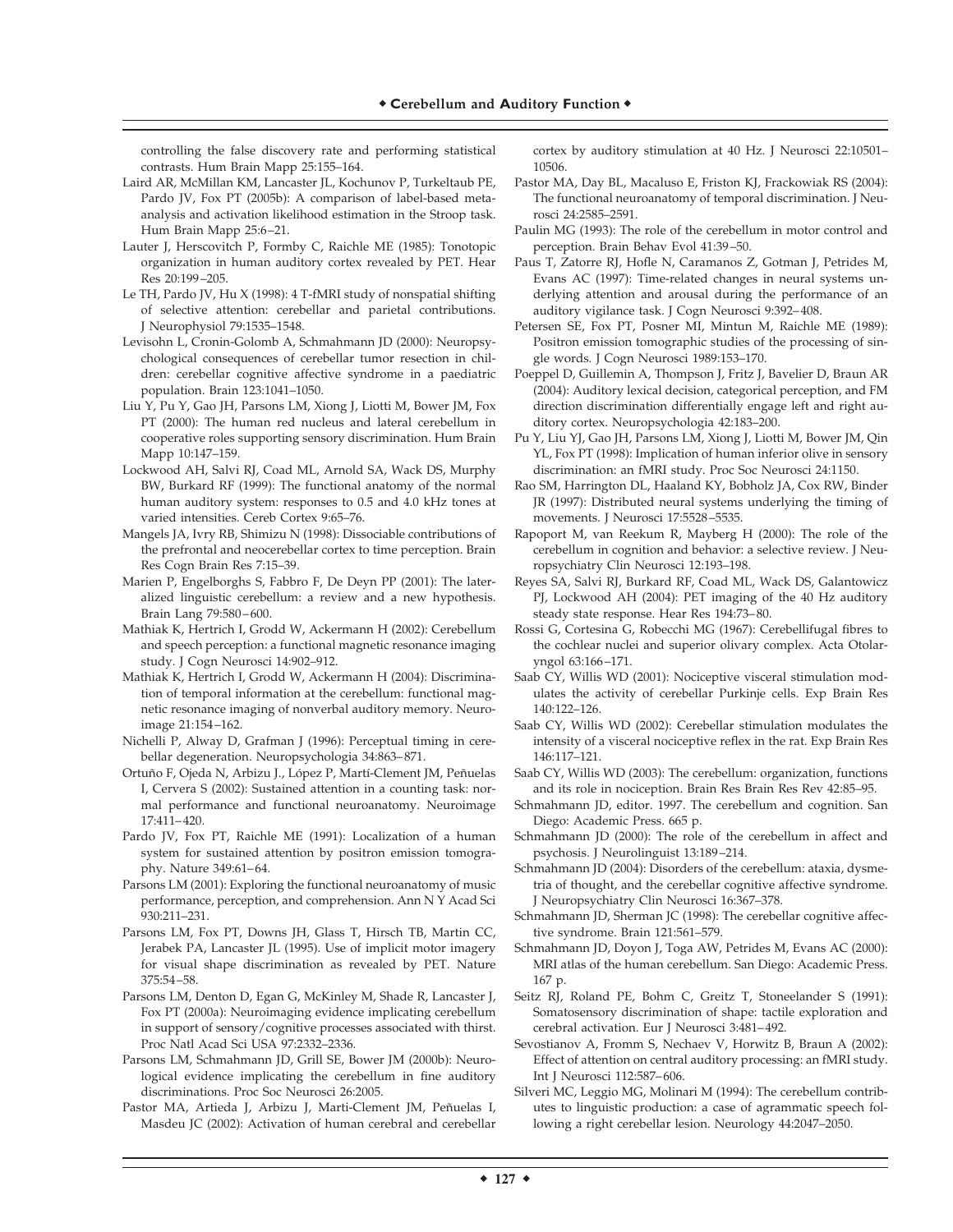controlling the false discovery rate and performing statistical contrasts. Hum Brain Mapp 25:155–164.

Laird AR, McMillan KM, Lancaster JL, Kochunov P, Turkeltaub PE, Pardo JV, Fox PT (2005b): A comparison of label-based meta-analysis and activation likelihood estimation in the Stroop task. Hum Brain Mapp 25:6–21.

Lauter J, Herscovitch P, Formby C, Raichle ME (1985): Tonotopic organization in human auditory cortex revealed by PET. Hear Res 20:199–205.

Le TH, Pardo JV, Hu X (1998): 4 T-fMRI study of nonspatial shifting of selective attention: cerebellar and parietal contributions. J Neurophysiol 79:1535–1548.

Levisohn L, Cronin-Golomb A, Schmahmann JD (2000): Neuropsychological consequences of cerebellar tumor resection in children: cerebellar cognitive affective syndrome in a paediatric population. Brain 123:1041–1050.

Liu Y, Pu Y, Gao JH, Parsons LM, Xiong J, Liotti M, Bower JM, Fox PT (2000): The human red nucleus and lateral cerebellum in cooperative roles supporting sensory discrimination. Hum Brain Mapp 10:147–159.

Lockwood AH, Salvi RJ, Coad ML, Arnold SA, Wack DS, Murphy BW, Burkard RF (1999): The functional anatomy of the normal human auditory system: responses to 0.5 and 4.0 kHz tones at varied intensities. Cereb Cortex 9:65–76.

Mangels JA, Ivry RB, Shimizu N (1998): Dissociable contributions of the prefrontal and neocerebellar cortex to time perception. Brain Res Cogn Brain Res 7:15–39.

Marien P, Engelborghs S, Fabbro F, De Deyn PP (2001): The lateralized linguistic cerebellum: a review and a new hypothesis. Brain Lang 79:580–600.

Mathiak K, Hertrich I, Grodd W, Ackermann H (2002): Cerebellum and speech perception: a functional magnetic resonance imaging study. J Cogn Neurosci 14:902–912.

Mathiak K, Hertrich I, Grodd W, Ackermann H (2004): Discrimination of temporal information at the cerebellum: functional magnetic resonance imaging of nonverbal auditory memory. Neuroimage 21:154–162.

Nichelli P, Alway D, Grafman J (1996): Perceptual timing in cerebellar degeneration. Neuropsychologia 34:863–871.

Ortuño F, Ojeda N, Arbizu J., López P, Martí-Clement JM, Peñuelas I, Cervera S (2002): Sustained attention in a counting task: normal performance and functional neuroanatomy. Neuroimage 17:411–420.

Pardo JV, Fox PT, Raichle ME (1991): Localization of a human system for sustained attention by positron emission tomography. Nature 349:61–64.

Parsons LM (2001): Exploring the functional neuroanatomy of music performance, perception, and comprehension. Ann N Y Acad Sci 930:211–231.

Parsons LM, Fox PT, Downs JH, Glass T, Hirsch TB, Martin CC, Jerabek PA, Lancaster JL (1995). Use of implicit motor imagery for visual shape discrimination as revealed by PET. Nature 375:54–58.

Parsons LM, Denton D, Egan G, McKinley M, Shade R, Lancaster J, Fox PT (2000a): Neuroimaging evidence implicating cerebellum in support of sensory/cognitive processes associated with thirst. Proc Natl Acad Sci USA 97:2332–2336.

Parsons LM, Schmahmann JD, Grill SE, Bower JM (2000b): Neurological evidence implicating the cerebellum in fine auditory discriminations. Proc Soc Neurosci 26:2005.

Pastor MA, Artieda J, Arbizu J, Marti-Clement JM, Peñuelas I, Masdeu JC (2002): Activation of human cerebral and cerebellar cortex by auditory stimulation at 40 Hz. J Neurosci 22:10501–10506.

Pastor MA, Day BL, Macaluso E, Friston KJ, Frackowiak RS (2004): The functional neuroanatomy of temporal discrimination. J Neurosci 24:2585–2591.

Paulin MG (1993): The role of the cerebellum in motor control and perception. Brain Behav Evol 41:39–50.

Paus T, Zatorre RJ, Hofle N, Caramanos Z, Gotman J, Petrides M, Evans AC (1997): Time-related changes in neural systems underlying attention and arousal during the performance of an auditory vigilance task. J Cogn Neurosci 9:392–408.

Petersen SE, Fox PT, Posner MI, Mintun M, Raichle ME (1989): Positron emission tomographic studies of the processing of single words. J Cogn Neurosci 1989:153–170.

Poeppel D, Guillemin A, Thompson J, Fritz J, Bavelier D, Braun AR (2004): Auditory lexical decision, categorical perception, and FM direction discrimination differentially engage left and right auditory cortex. Neuropsychologia 42:183–200.

Pu Y, Liu YJ, Gao JH, Parsons LM, Xiong J, Liotti M, Bower JM, Qin YL, Fox PT (1998): Implication of human inferior olive in sensory discrimination: an fMRI study. Proc Soc Neurosci 24:1150.

Rao SM, Harrington DL, Haaland KY, Bobholz JA, Cox RW, Binder JR (1997): Distributed neural systems underlying the timing of movements. J Neurosci 17:5528–5535.

Rapoport M, van Reekum R, Mayberg H (2000): The role of the cerebellum in cognition and behavior: a selective review. J Neuropsychiatry Clin Neurosci 12:193–198.

Reyes SA, Salvi RJ, Burkard RF, Coad ML, Wack DS, Galantowicz PJ, Lockwood AH (2004): PET imaging of the 40 Hz auditory steady state response. Hear Res 194:73–80.

Rossi G, Cortesina G, Robecchi MG (1967): Cerebellifugal fibres to the cochlear nuclei and superior olivary complex. Acta Otolaryngol 63:166–171.

Saab CY, Willis WD (2001): Nociceptive visceral stimulation modulates the activity of cerebellar Purkinje cells. Exp Brain Res 140:122–126.

Saab CY, Willis WD (2002): Cerebellar stimulation modulates the intensity of a visceral nociceptive reflex in the rat. Exp Brain Res 146:117–121.

Saab CY, Willis WD (2003): The cerebellum: organization, functions and its role in nociception. Brain Res Brain Res Rev 42:85–95.

Schmahmann JD, editor. 1997. The cerebellum and cognition. San Diego: Academic Press. 665 p.

Schmahmann JD (2000): The role of the cerebellum in affect and psychosis. J Neurolinguist 13:189–214.

Schmahmann JD (2004): Disorders of the cerebellum: ataxia, dysmetria of thought, and the cerebellar cognitive affective syndrome. J Neuropsychiatry Clin Neurosci 16:367–378.

Schmahmann JD, Sherman JC (1998): The cerebellar cognitive affective syndrome. Brain 121:561–579.

Schmahmann JD, Doyon J, Toga AW, Petrides M, Evans AC (2000): MRI atlas of the human cerebellum. San Diego: Academic Press. 167 p.

Seitz RJ, Roland PE, Bohm C, Greitz T, Stoneelander S (1991): Somatosensory discrimination of shape: tactile exploration and cerebral activation. Eur J Neurosci 3:481–492.

Sevostianov A, Fromm S, Nechaev V, Horwitz B, Braun A (2002): Effect of attention on central auditory processing: an fMRI study. Int J Neurosci 112:587–606.

Silveri MC, Leggio MG, Molinari M (1994): The cerebellum contributes to linguistic production: a case of agrammatic speech following a right cerebellar lesion. Neurology 44:2047–2050.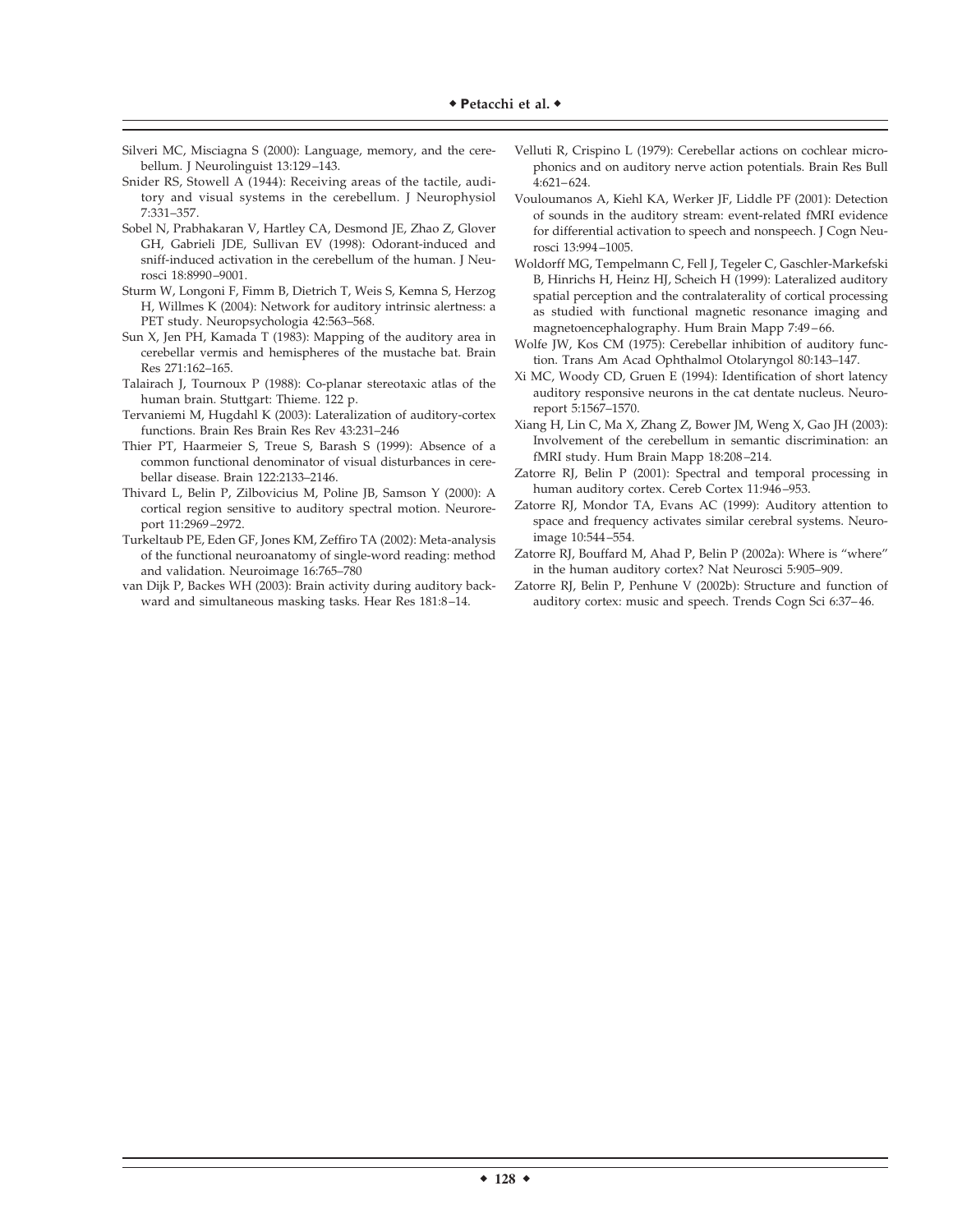Silveri MC, Misciagna S (2000): Language, memory, and the cerebellum. J Neurolinguist 13:129–143.

Snider RS, Stowell A (1944): Receiving areas of the tactile, auditory and visual systems in the cerebellum. J Neurophysiol 7:331–357.

Sobel N, Prabhakaran V, Hartley CA, Desmond JE, Zhao Z, Glover GH, Gabrieli JDE, Sullivan EV (1998): Odorant-induced and sniff-induced activation in the cerebellum of the human. J Neurosci 18:8990–9001.

Sturm W, Longoni F, Fimm B, Dietrich T, Weis S, Kemna S, Herzog H, Willmes K (2004): Network for auditory intrinsic alertness: a PET study. Neuropsychologia 42:563–568.

Sun X, Jen PH, Kamada T (1983): Mapping of the auditory area in cerebellar vermis and hemispheres of the mustache bat. Brain Res 271:162–165.

Talairach J, Tournoux P (1988): Co-planar stereotaxic atlas of the human brain. Stuttgart: Thieme. 122 p.

Tervaniemi M, Hugdahl K (2003): Lateralization of auditory-cortex functions. Brain Res Brain Res Rev 43:231–246

Thier PT, Haarmeier S, Treue S, Barash S (1999): Absence of a common functional denominator of visual disturbances in cerebellar disease. Brain 122:2133–2146.

Thivard L, Belin P, Zilbovicius M, Poline JB, Samson Y (2000): A cortical region sensitive to auditory spectral motion. Neuroreport 11:2969–2972.

Turkeltaub PE, Eden GF, Jones KM, Zeffiro TA (2002): Meta-analysis of the functional neuroanatomy of single-word reading: method and validation. Neuroimage 16:765–780

van Dijk P, Backes WH (2003): Brain activity during auditory backward and simultaneous masking tasks. Hear Res 181:8–14.

Velluti R, Crispino L (1979): Cerebellar actions on cochlear microphonics and on auditory nerve action potentials. Brain Res Bull 4:621–624.

Vouloumanos A, Kiehl KA, Werker JF, Liddle PF (2001): Detection of sounds in the auditory stream: event-related fMRI evidence for differential activation to speech and nonspeech. J Cogn Neurosci 13:994–1005.

Woldorff MG, Tempelmann C, Fell J, Tegeler C, Gaschler-Markefski B, Hinrichs H, Heinz HJ, Scheich H (1999): Lateralized auditory spatial perception and the contralaterality of cortical processing as studied with functional magnetic resonance imaging and magnetoencephalography. Hum Brain Mapp 7:49–66.

Wolfe JW, Kos CM (1975): Cerebellar inhibition of auditory function. Trans Am Acad Ophthalmol Otolaryngol 80:143–147.

Xi MC, Woody CD, Gruen E (1994): Identification of short latency auditory responsive neurons in the cat dentate nucleus. Neuroreport 5:1567–1570.

Xiang H, Lin C, Ma X, Zhang Z, Bower JM, Weng X, Gao JH (2003): Involvement of the cerebellum in semantic discrimination: an fMRI study. Hum Brain Mapp 18:208–214.

Zatorre RJ, Belin P (2001): Spectral and temporal processing in human auditory cortex. Cereb Cortex 11:946–953.

Zatorre RJ, Mondor TA, Evans AC (1999): Auditory attention to space and frequency activates similar cerebral systems. Neuroimage 10:544–554.

Zatorre RJ, Bouffard M, Ahad P, Belin P (2002a): Where is "where" in the human auditory cortex? Nat Neurosci 5:905–909.

Zatorre RJ, Belin P, Penhune V (2002b): Structure and function of auditory cortex: music and speech. Trends Cogn Sci 6:37–46.